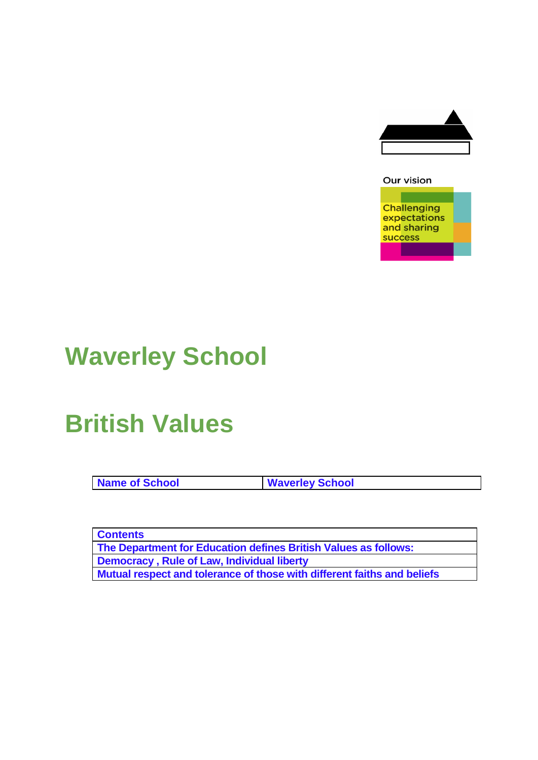Our vision

Challenging expectations and sharing success

# Waverley School

# British Values

| Name of School | Waverley School |
|---|---|

| Contents |
|---|
| The Department for Education defines British Values as follows: |
| Democracy , Rule of Law, Individual liberty |
| Mutual respect and tolerance of those with different faiths and beliefs |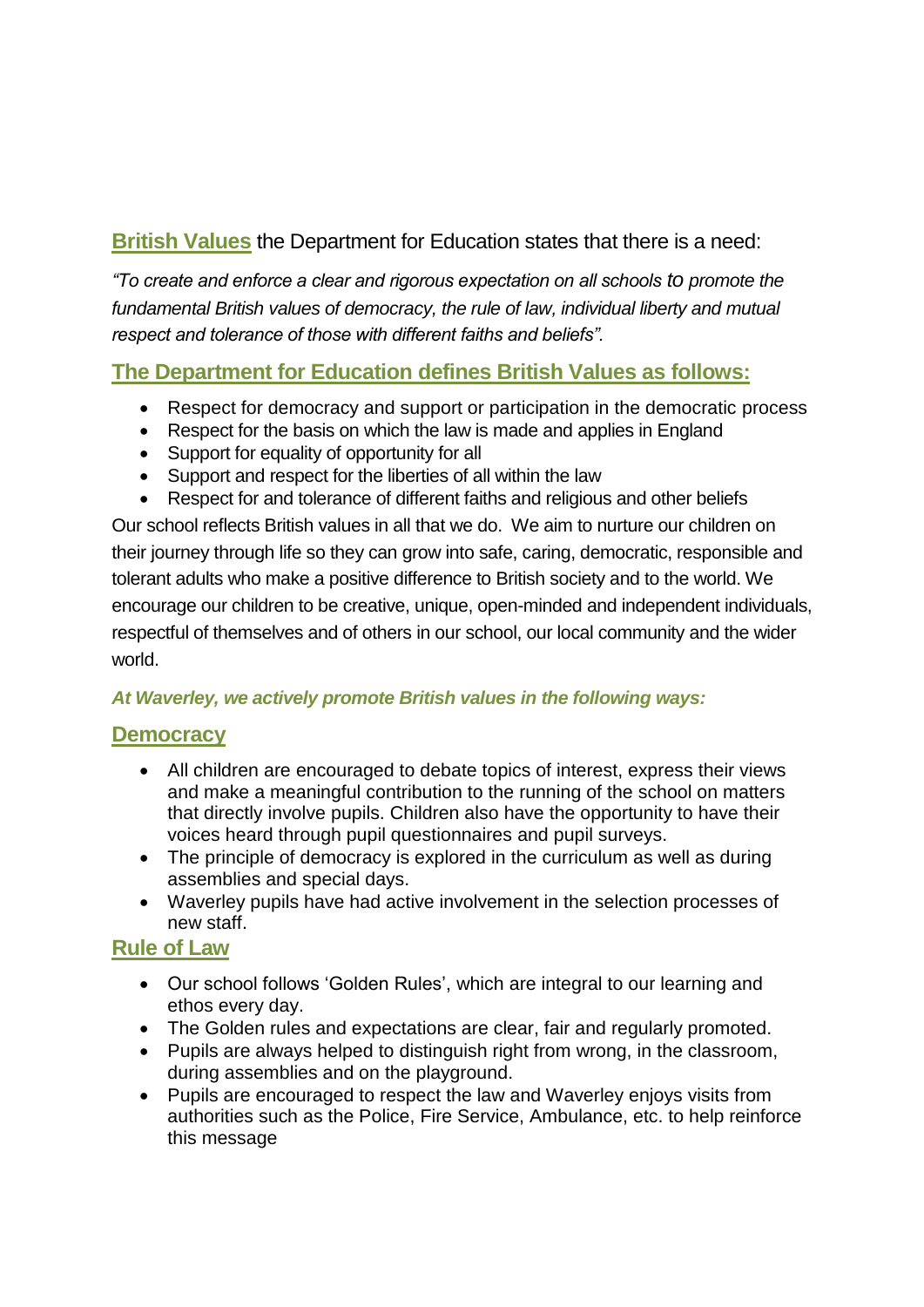**British Values** the Department for Education states that there is a need:

*"To create and enforce a clear and rigorous expectation on all schools to promote the fundamental British values of democracy, the rule of law, individual liberty and mutual respect and tolerance of those with different faiths and beliefs".*

## The Department for Education defines British Values as follows:

- Respect for democracy and support or participation in the democratic process
- Respect for the basis on which the law is made and applies in England
- Support for equality of opportunity for all
- Support and respect for the liberties of all within the law
- Respect for and tolerance of different faiths and religious and other beliefs

Our school reflects British values in all that we do. We aim to nurture our children on their journey through life so they can grow into safe, caring, democratic, responsible and tolerant adults who make a positive difference to British society and to the world. We encourage our children to be creative, unique, open-minded and independent individuals, respectful of themselves and of others in our school, our local community and the wider world.

***At Waverley, we actively promote British values in the following ways:***

## Democracy

- All children are encouraged to debate topics of interest, express their views and make a meaningful contribution to the running of the school on matters that directly involve pupils. Children also have the opportunity to have their voices heard through pupil questionnaires and pupil surveys.
- The principle of democracy is explored in the curriculum as well as during assemblies and special days.
- Waverley pupils have had active involvement in the selection processes of new staff.

## Rule of Law

- Our school follows 'Golden Rules', which are integral to our learning and ethos every day.
- The Golden rules and expectations are clear, fair and regularly promoted.
- Pupils are always helped to distinguish right from wrong, in the classroom, during assemblies and on the playground.
- Pupils are encouraged to respect the law and Waverley enjoys visits from authorities such as the Police, Fire Service, Ambulance, etc. to help reinforce this message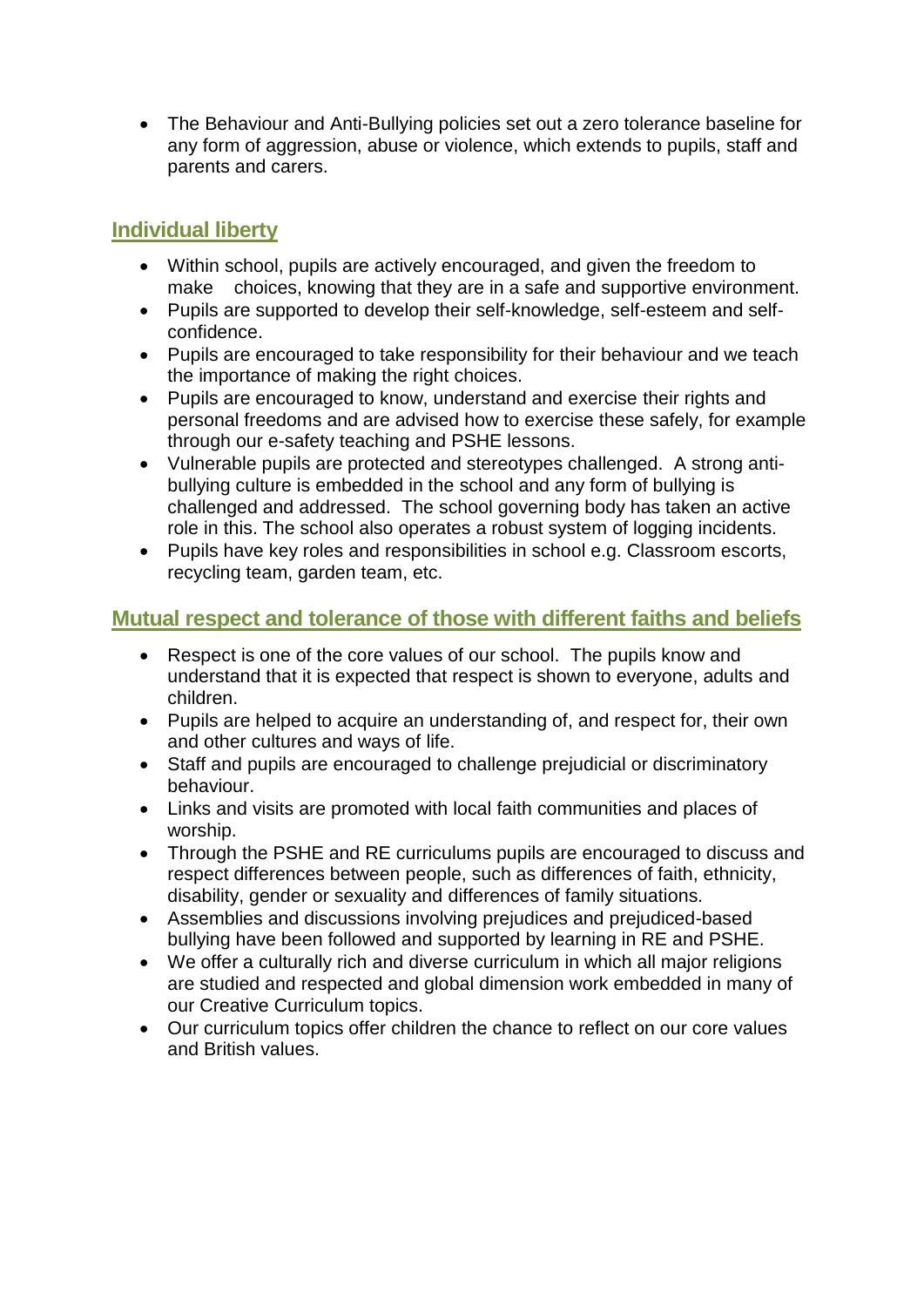- The Behaviour and Anti-Bullying policies set out a zero tolerance baseline for any form of aggression, abuse or violence, which extends to pupils, staff and parents and carers.

## Individual liberty

- Within school, pupils are actively encouraged, and given the freedom to make choices, knowing that they are in a safe and supportive environment.
- Pupils are supported to develop their self-knowledge, self-esteem and self-confidence.
- Pupils are encouraged to take responsibility for their behaviour and we teach the importance of making the right choices.
- Pupils are encouraged to know, understand and exercise their rights and personal freedoms and are advised how to exercise these safely, for example through our e-safety teaching and PSHE lessons.
- Vulnerable pupils are protected and stereotypes challenged. A strong anti-bullying culture is embedded in the school and any form of bullying is challenged and addressed. The school governing body has taken an active role in this. The school also operates a robust system of logging incidents.
- Pupils have key roles and responsibilities in school e.g. Classroom escorts, recycling team, garden team, etc.

## Mutual respect and tolerance of those with different faiths and beliefs

- Respect is one of the core values of our school. The pupils know and understand that it is expected that respect is shown to everyone, adults and children.
- Pupils are helped to acquire an understanding of, and respect for, their own and other cultures and ways of life.
- Staff and pupils are encouraged to challenge prejudicial or discriminatory behaviour.
- Links and visits are promoted with local faith communities and places of worship.
- Through the PSHE and RE curriculums pupils are encouraged to discuss and respect differences between people, such as differences of faith, ethnicity, disability, gender or sexuality and differences of family situations.
- Assemblies and discussions involving prejudices and prejudiced-based bullying have been followed and supported by learning in RE and PSHE.
- We offer a culturally rich and diverse curriculum in which all major religions are studied and respected and global dimension work embedded in many of our Creative Curriculum topics.
- Our curriculum topics offer children the chance to reflect on our core values and British values.